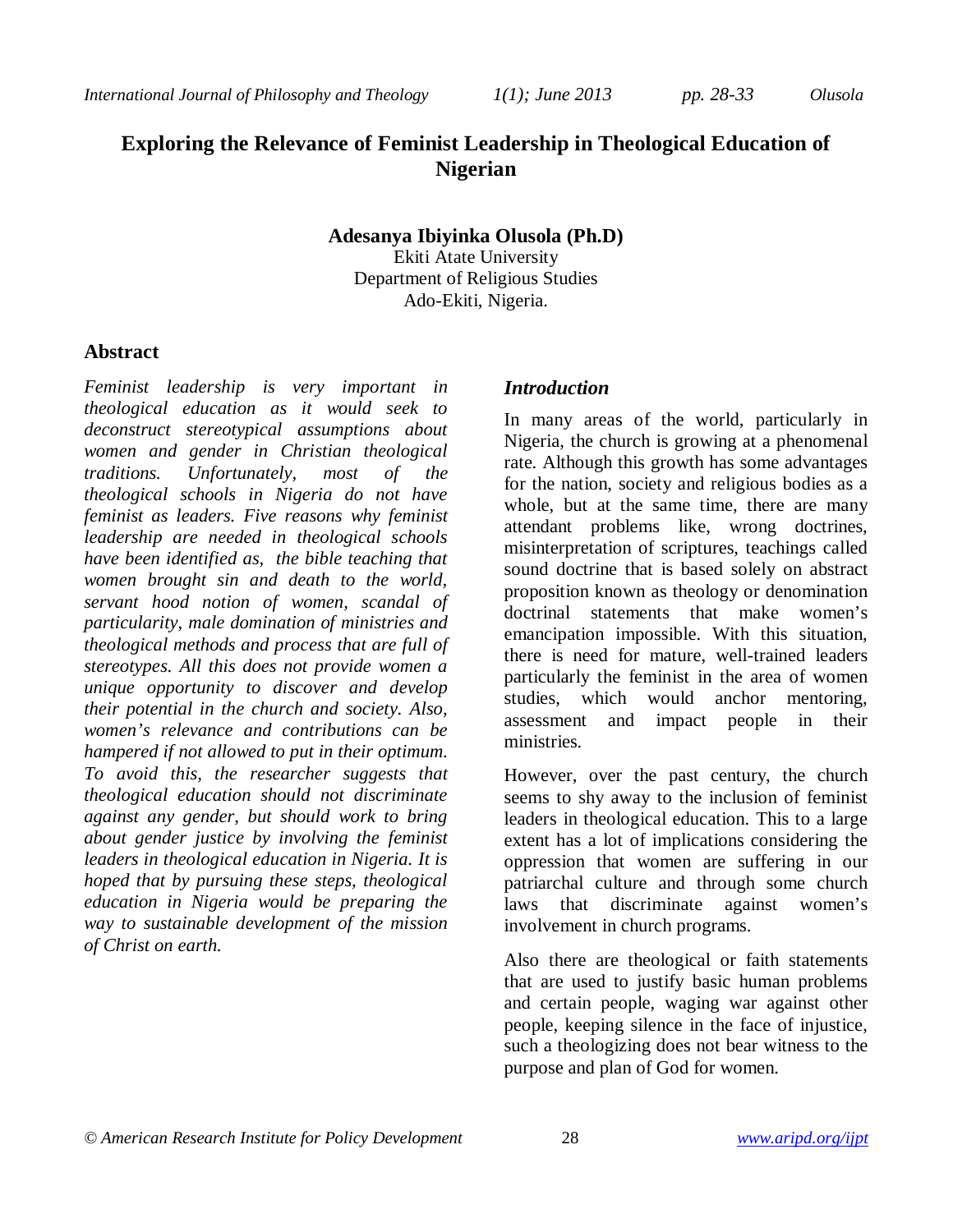# Exploring the Relevance of Feminist Leadership in Theological Education of Nigerian

**Adesanya Ibiyinka Olusola (Ph.D)**
Ekiti Atate University
Department of Religious Studies
Ado-Ekiti, Nigeria.

## Abstract

*Feminist leadership is very important in theological education as it would seek to deconstruct stereotypical assumptions about women and gender in Christian theological traditions. Unfortunately, most of the theological schools in Nigeria do not have feminist as leaders. Five reasons why feminist leadership are needed in theological schools have been identified as, the bible teaching that women brought sin and death to the world, servant hood notion of women, scandal of particularity, male domination of ministries and theological methods and process that are full of stereotypes. All this does not provide women a unique opportunity to discover and develop their potential in the church and society. Also, women's relevance and contributions can be hampered if not allowed to put in their optimum. To avoid this, the researcher suggests that theological education should not discriminate against any gender, but should work to bring about gender justice by involving the feminist leaders in theological education in Nigeria. It is hoped that by pursuing these steps, theological education in Nigeria would be preparing the way to sustainable development of the mission of Christ on earth.*

## *Introduction*

In many areas of the world, particularly in Nigeria, the church is growing at a phenomenal rate. Although this growth has some advantages for the nation, society and religious bodies as a whole, but at the same time, there are many attendant problems like, wrong doctrines, misinterpretation of scriptures, teachings called sound doctrine that is based solely on abstract proposition known as theology or denomination doctrinal statements that make women's emancipation impossible. With this situation, there is need for mature, well-trained leaders particularly the feminist in the area of women studies, which would anchor mentoring, assessment and impact people in their ministries.

However, over the past century, the church seems to shy away to the inclusion of feminist leaders in theological education. This to a large extent has a lot of implications considering the oppression that women are suffering in our patriarchal culture and through some church laws that discriminate against women's involvement in church programs.

Also there are theological or faith statements that are used to justify basic human problems and certain people, waging war against other people, keeping silence in the face of injustice, such a theologizing does not bear witness to the purpose and plan of God for women.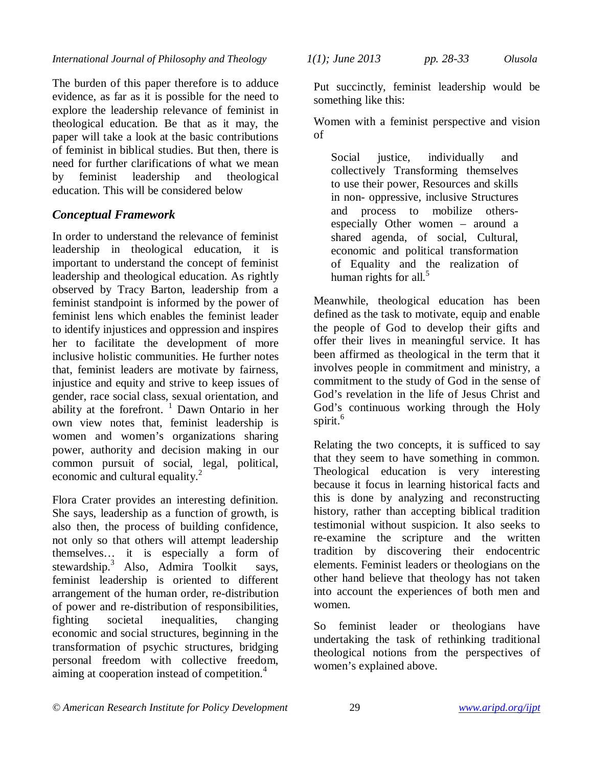The burden of this paper therefore is to adduce evidence, as far as it is possible for the need to explore the leadership relevance of feminist in theological education. Be that as it may, the paper will take a look at the basic contributions of feminist in biblical studies. But then, there is need for further clarifications of what we mean by feminist leadership and theological education. This will be considered below

## *Conceptual Framework*

In order to understand the relevance of feminist leadership in theological education, it is important to understand the concept of feminist leadership and theological education. As rightly observed by Tracy Barton, leadership from a feminist standpoint is informed by the power of feminist lens which enables the feminist leader to identify injustices and oppression and inspires her to facilitate the development of more inclusive holistic communities. He further notes that, feminist leaders are motivate by fairness, injustice and equity and strive to keep issues of gender, race social class, sexual orientation, and ability at the forefront. [1] Dawn Ontario in her own view notes that, feminist leadership is women and women's organizations sharing power, authority and decision making in our common pursuit of social, legal, political, economic and cultural equality.[2]

Flora Crater provides an interesting definition. She says, leadership as a function of growth, is also then, the process of building confidence, not only so that others will attempt leadership themselves… it is especially a form of stewardship.[3] Also, Admira Toolkit says, feminist leadership is oriented to different arrangement of the human order, re-distribution of power and re-distribution of responsibilities, fighting societal inequalities, changing economic and social structures, beginning in the transformation of psychic structures, bridging personal freedom with collective freedom, aiming at cooperation instead of competition.[4]

Put succinctly, feminist leadership would be something like this:

Women with a feminist perspective and vision of

> Social justice, individually and collectively Transforming themselves to use their power, Resources and skills in non- oppressive, inclusive Structures and process to mobilize others- especially Other women – around a shared agenda, of social, Cultural, economic and political transformation of Equality and the realization of human rights for all.[5]

Meanwhile, theological education has been defined as the task to motivate, equip and enable the people of God to develop their gifts and offer their lives in meaningful service. It has been affirmed as theological in the term that it involves people in commitment and ministry, a commitment to the study of God in the sense of God's revelation in the life of Jesus Christ and God's continuous working through the Holy spirit.[6]

Relating the two concepts, it is sufficed to say that they seem to have something in common. Theological education is very interesting because it focus in learning historical facts and this is done by analyzing and reconstructing history, rather than accepting biblical tradition testimonial without suspicion. It also seeks to re-examine the scripture and the written tradition by discovering their endocentric elements. Feminist leaders or theologians on the other hand believe that theology has not taken into account the experiences of both men and women.

So feminist leader or theologians have undertaking the task of rethinking traditional theological notions from the perspectives of women's explained above.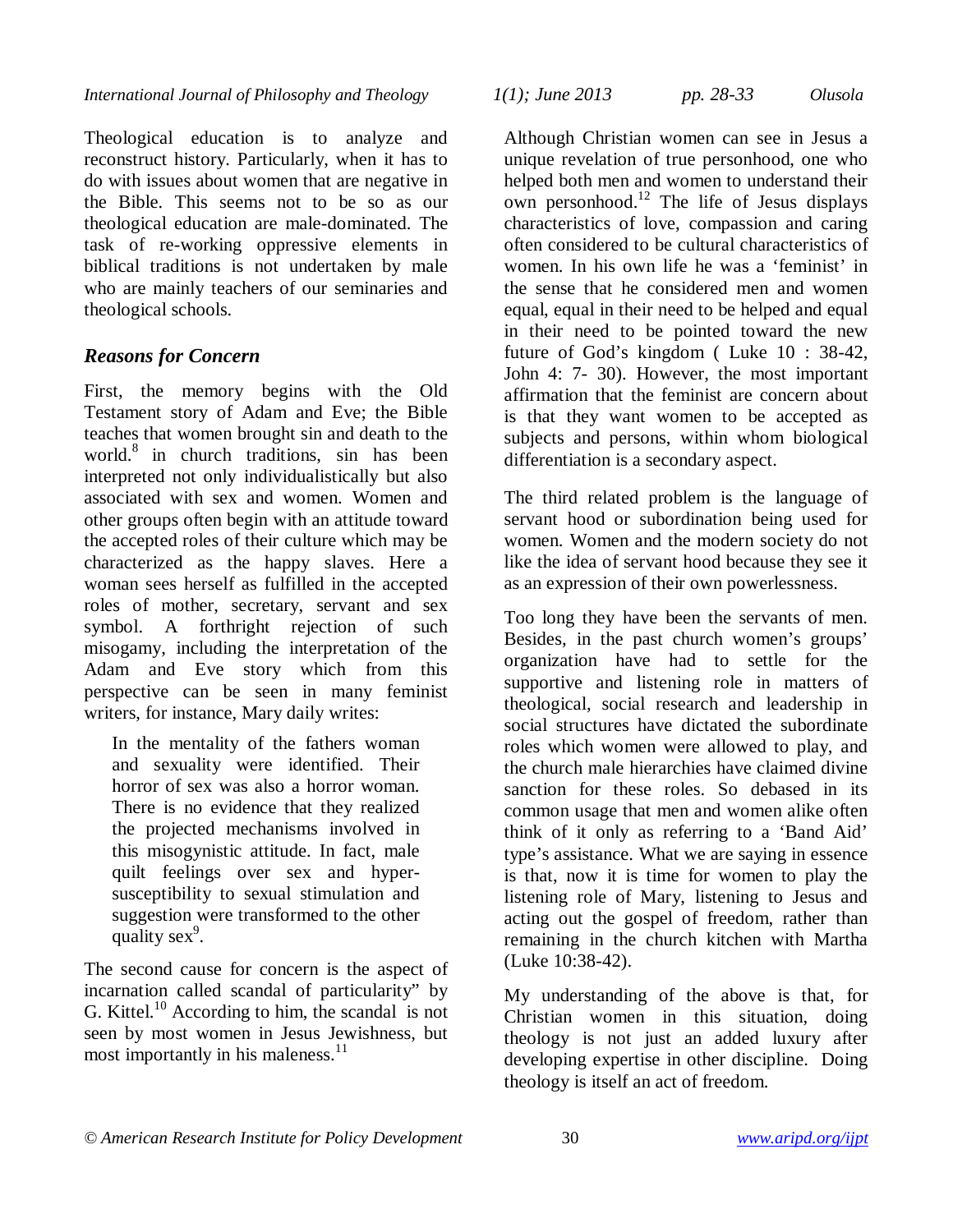Theological education is to analyze and reconstruct history. Particularly, when it has to do with issues about women that are negative in the Bible. This seems not to be so as our theological education are male-dominated. The task of re-working oppressive elements in biblical traditions is not undertaken by male who are mainly teachers of our seminaries and theological schools.

## *Reasons for Concern*

First, the memory begins with the Old Testament story of Adam and Eve; the Bible teaches that women brought sin and death to the world.[8] in church traditions, sin has been interpreted not only individualistically but also associated with sex and women. Women and other groups often begin with an attitude toward the accepted roles of their culture which may be characterized as the happy slaves. Here a woman sees herself as fulfilled in the accepted roles of mother, secretary, servant and sex symbol. A forthright rejection of such misogamy, including the interpretation of the Adam and Eve story which from this perspective can be seen in many feminist writers, for instance, Mary daily writes:

> In the mentality of the fathers woman and sexuality were identified. Their horror of sex was also a horror woman. There is no evidence that they realized the projected mechanisms involved in this misogynistic attitude. In fact, male quilt feelings over sex and hyper-susceptibility to sexual stimulation and suggestion were transformed to the other quality sex[9].

The second cause for concern is the aspect of incarnation called scandal of particularity" by G. Kittel.[10] According to him, the scandal is not seen by most women in Jesus Jewishness, but most importantly in his maleness.[11]

Although Christian women can see in Jesus a unique revelation of true personhood, one who helped both men and women to understand their own personhood.[12] The life of Jesus displays characteristics of love, compassion and caring often considered to be cultural characteristics of women. In his own life he was a 'feminist' in the sense that he considered men and women equal, equal in their need to be helped and equal in their need to be pointed toward the new future of God's kingdom ( Luke 10 : 38-42, John 4: 7- 30). However, the most important affirmation that the feminist are concern about is that they want women to be accepted as subjects and persons, within whom biological differentiation is a secondary aspect.

The third related problem is the language of servant hood or subordination being used for women. Women and the modern society do not like the idea of servant hood because they see it as an expression of their own powerlessness.

Too long they have been the servants of men. Besides, in the past church women's groups' organization have had to settle for the supportive and listening role in matters of theological, social research and leadership in social structures have dictated the subordinate roles which women were allowed to play, and the church male hierarchies have claimed divine sanction for these roles. So debased in its common usage that men and women alike often think of it only as referring to a 'Band Aid' type's assistance. What we are saying in essence is that, now it is time for women to play the listening role of Mary, listening to Jesus and acting out the gospel of freedom, rather than remaining in the church kitchen with Martha (Luke 10:38-42).

My understanding of the above is that, for Christian women in this situation, doing theology is not just an added luxury after developing expertise in other discipline. Doing theology is itself an act of freedom.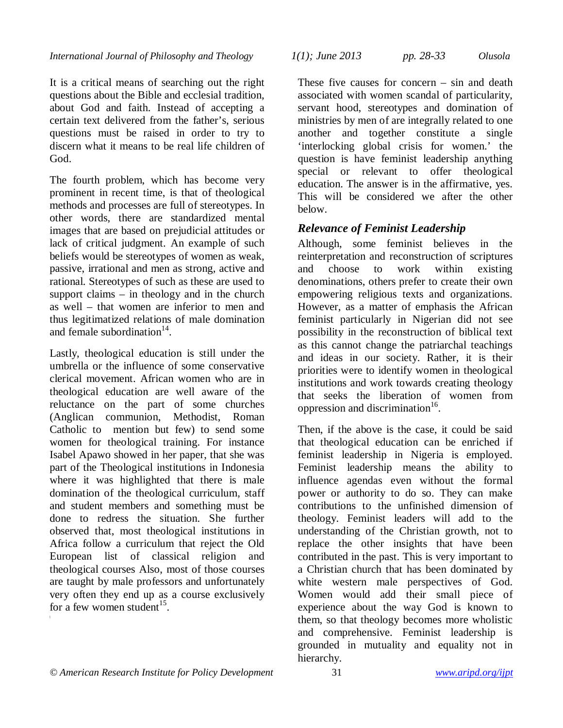It is a critical means of searching out the right questions about the Bible and ecclesial tradition, about God and faith. Instead of accepting a certain text delivered from the father's, serious questions must be raised in order to try to discern what it means to be real life children of God.

The fourth problem, which has become very prominent in recent time, is that of theological methods and processes are full of stereotypes. In other words, there are standardized mental images that are based on prejudicial attitudes or lack of critical judgment. An example of such beliefs would be stereotypes of women as weak, passive, irrational and men as strong, active and rational. Stereotypes of such as these are used to support claims – in theology and in the church as well – that women are inferior to men and thus legitimatized relations of male domination and female subordination[14].

Lastly, theological education is still under the umbrella or the influence of some conservative clerical movement. African women who are in theological education are well aware of the reluctance on the part of some churches (Anglican communion, Methodist, Roman Catholic to mention but few) to send some women for theological training. For instance Isabel Apawo showed in her paper, that she was part of the Theological institutions in Indonesia where it was highlighted that there is male domination of the theological curriculum, staff and student members and something must be done to redress the situation. She further observed that, most theological institutions in Africa follow a curriculum that reject the Old European list of classical religion and theological courses Also, most of those courses are taught by male professors and unfortunately very often they end up as a course exclusively for a few women student[15].

These five causes for concern – sin and death associated with women scandal of particularity, servant hood, stereotypes and domination of ministries by men of are integrally related to one another and together constitute a single 'interlocking global crisis for women.' the question is have feminist leadership anything special or relevant to offer theological education. The answer is in the affirmative, yes. This will be considered we after the other below.

### *Relevance of Feminist Leadership*

Although, some feminist believes in the reinterpretation and reconstruction of scriptures and choose to work within existing denominations, others prefer to create their own empowering religious texts and organizations. However, as a matter of emphasis the African feminist particularly in Nigerian did not see possibility in the reconstruction of biblical text as this cannot change the patriarchal teachings and ideas in our society. Rather, it is their priorities were to identify women in theological institutions and work towards creating theology that seeks the liberation of women from oppression and discrimination[16].

Then, if the above is the case, it could be said that theological education can be enriched if feminist leadership in Nigeria is employed. Feminist leadership means the ability to influence agendas even without the formal power or authority to do so. They can make contributions to the unfinished dimension of theology. Feminist leaders will add to the understanding of the Christian growth, not to replace the other insights that have been contributed in the past. This is very important to a Christian church that has been dominated by white western male perspectives of God. Women would add their small piece of experience about the way God is known to them, so that theology becomes more wholistic and comprehensive. Feminist leadership is grounded in mutuality and equality not in hierarchy.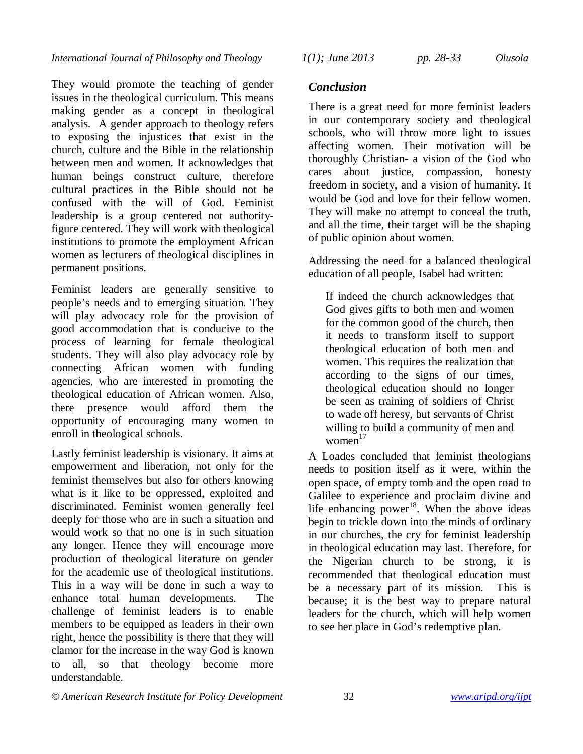They would promote the teaching of gender issues in the theological curriculum. This means making gender as a concept in theological analysis. A gender approach to theology refers to exposing the injustices that exist in the church, culture and the Bible in the relationship between men and women. It acknowledges that human beings construct culture, therefore cultural practices in the Bible should not be confused with the will of God. Feminist leadership is a group centered not authority-figure centered. They will work with theological institutions to promote the employment African women as lecturers of theological disciplines in permanent positions.

Feminist leaders are generally sensitive to people's needs and to emerging situation. They will play advocacy role for the provision of good accommodation that is conducive to the process of learning for female theological students. They will also play advocacy role by connecting African women with funding agencies, who are interested in promoting the theological education of African women. Also, there presence would afford them the opportunity of encouraging many women to enroll in theological schools.

Lastly feminist leadership is visionary. It aims at empowerment and liberation, not only for the feminist themselves but also for others knowing what is it like to be oppressed, exploited and discriminated. Feminist women generally feel deeply for those who are in such a situation and would work so that no one is in such situation any longer. Hence they will encourage more production of theological literature on gender for the academic use of theological institutions. This in a way will be done in such a way to enhance total human developments. The challenge of feminist leaders is to enable members to be equipped as leaders in their own right, hence the possibility is there that they will clamor for the increase in the way God is known to all, so that theology become more understandable.

## *Conclusion*

There is a great need for more feminist leaders in our contemporary society and theological schools, who will throw more light to issues affecting women. Their motivation will be thoroughly Christian- a vision of the God who cares about justice, compassion, honesty freedom in society, and a vision of humanity. It would be God and love for their fellow women. They will make no attempt to conceal the truth, and all the time, their target will be the shaping of public opinion about women.

Addressing the need for a balanced theological education of all people, Isabel had written:

> If indeed the church acknowledges that God gives gifts to both men and women for the common good of the church, then it needs to transform itself to support theological education of both men and women. This requires the realization that according to the signs of our times, theological education should no longer be seen as training of soldiers of Christ to wade off heresy, but servants of Christ willing to build a community of men and women[17]

A Loades concluded that feminist theologians needs to position itself as it were, within the open space, of empty tomb and the open road to Galilee to experience and proclaim divine and life enhancing power[18]. When the above ideas begin to trickle down into the minds of ordinary in our churches, the cry for feminist leadership in theological education may last. Therefore, for the Nigerian church to be strong, it is recommended that theological education must be a necessary part of its mission. This is because; it is the best way to prepare natural leaders for the church, which will help women to see her place in God's redemptive plan.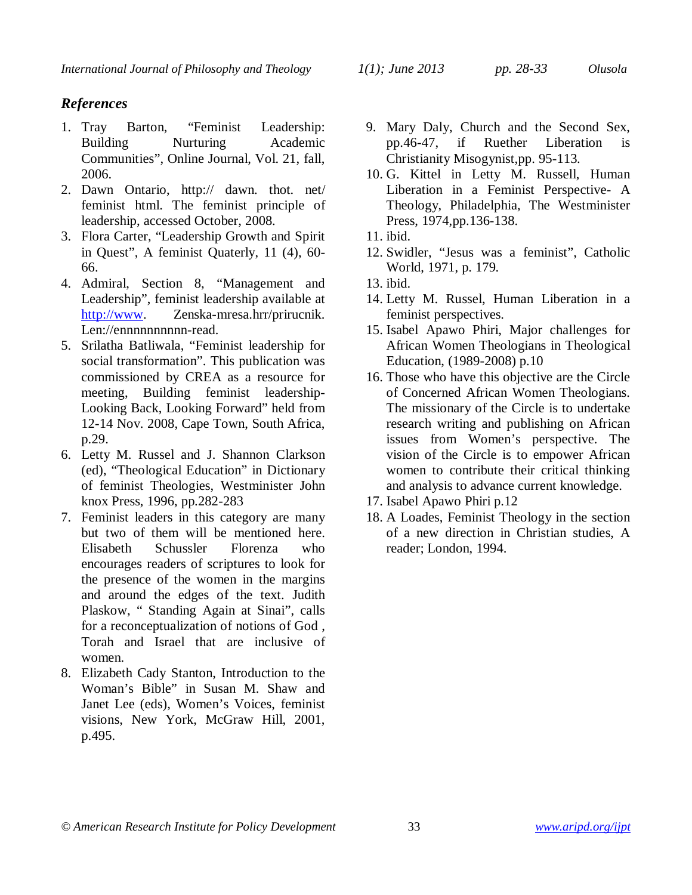## *References*

1. Tray Barton, "Feminist Leadership: Building Nurturing Academic Communities", Online Journal, Vol. 21, fall, 2006.
2. Dawn Ontario, http:// dawn. thot. net/ feminist html. The feminist principle of leadership, accessed October, 2008.
3. Flora Carter, "Leadership Growth and Spirit in Quest", A feminist Quaterly, 11 (4), 60-66.
4. Admiral, Section 8, "Management and Leadership", feminist leadership available at http://www. Zenska-mresa.hrr/prirucnik. Len://ennnnnnnnnn-read.
5. Srilatha Batliwala, "Feminist leadership for social transformation". This publication was commissioned by CREA as a resource for meeting, Building feminist leadership-Looking Back, Looking Forward" held from 12-14 Nov. 2008, Cape Town, South Africa, p.29.
6. Letty M. Russel and J. Shannon Clarkson (ed), "Theological Education" in Dictionary of feminist Theologies, Westminister John knox Press, 1996, pp.282-283
7. Feminist leaders in this category are many but two of them will be mentioned here. Elisabeth Schussler Florenza who encourages readers of scriptures to look for the presence of the women in the margins and around the edges of the text. Judith Plaskow, " Standing Again at Sinai", calls for a reconceptualization of notions of God , Torah and Israel that are inclusive of women.
8. Elizabeth Cady Stanton, Introduction to the Woman's Bible" in Susan M. Shaw and Janet Lee (eds), Women's Voices, feminist visions, New York, McGraw Hill, 2001, p.495.
9. Mary Daly, Church and the Second Sex, pp.46-47, if Ruether Liberation is Christianity Misogynist,pp. 95-113.
10. G. Kittel in Letty M. Russell, Human Liberation in a Feminist Perspective- A Theology, Philadelphia, The Westminister Press, 1974,pp.136-138.
11. ibid.
12. Swidler, "Jesus was a feminist", Catholic World, 1971, p. 179.
13. ibid.
14. Letty M. Russel, Human Liberation in a feminist perspectives.
15. Isabel Apawo Phiri, Major challenges for African Women Theologians in Theological Education, (1989-2008) p.10
16. Those who have this objective are the Circle of Concerned African Women Theologians. The missionary of the Circle is to undertake research writing and publishing on African issues from Women's perspective. The vision of the Circle is to empower African women to contribute their critical thinking and analysis to advance current knowledge.
17. Isabel Apawo Phiri p.12
18. A Loades, Feminist Theology in the section of a new direction in Christian studies, A reader; London, 1994.